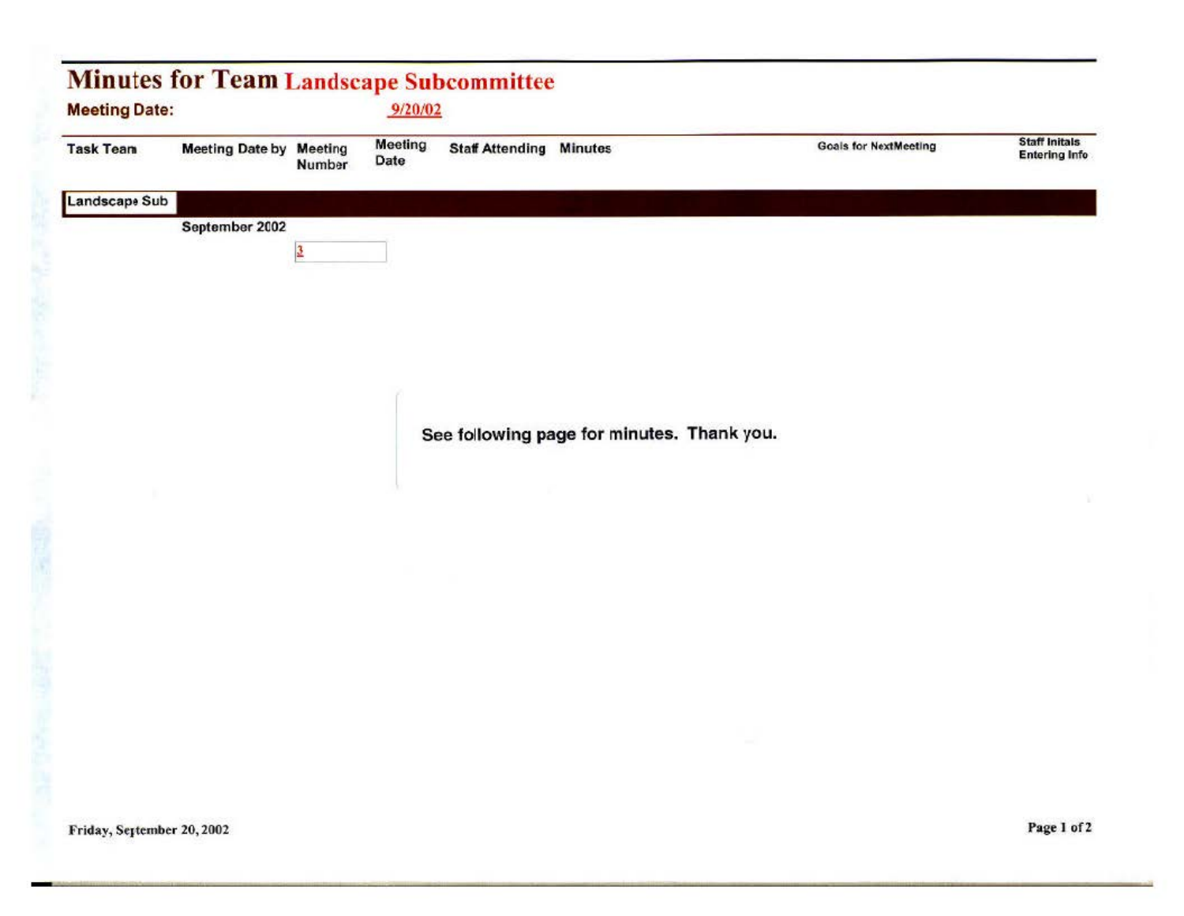# Minutes for Team Landscape Subcommittee

**Meeting Date:** 9/20/02

| Task Team | Meeting Date by | Meeting Number | Meeting Date | Staff Attending | Minutes | Goals for NextMeeting | Staff Initals Entering Info |
|---|---|---|---|---|---|---|---|
| Landscape Sub | | | | | | | |
| | September 2002 | | | | | | |
| | | 3 | | | | | |

See following page for minutes. Thank you.

Friday, September 20, 2002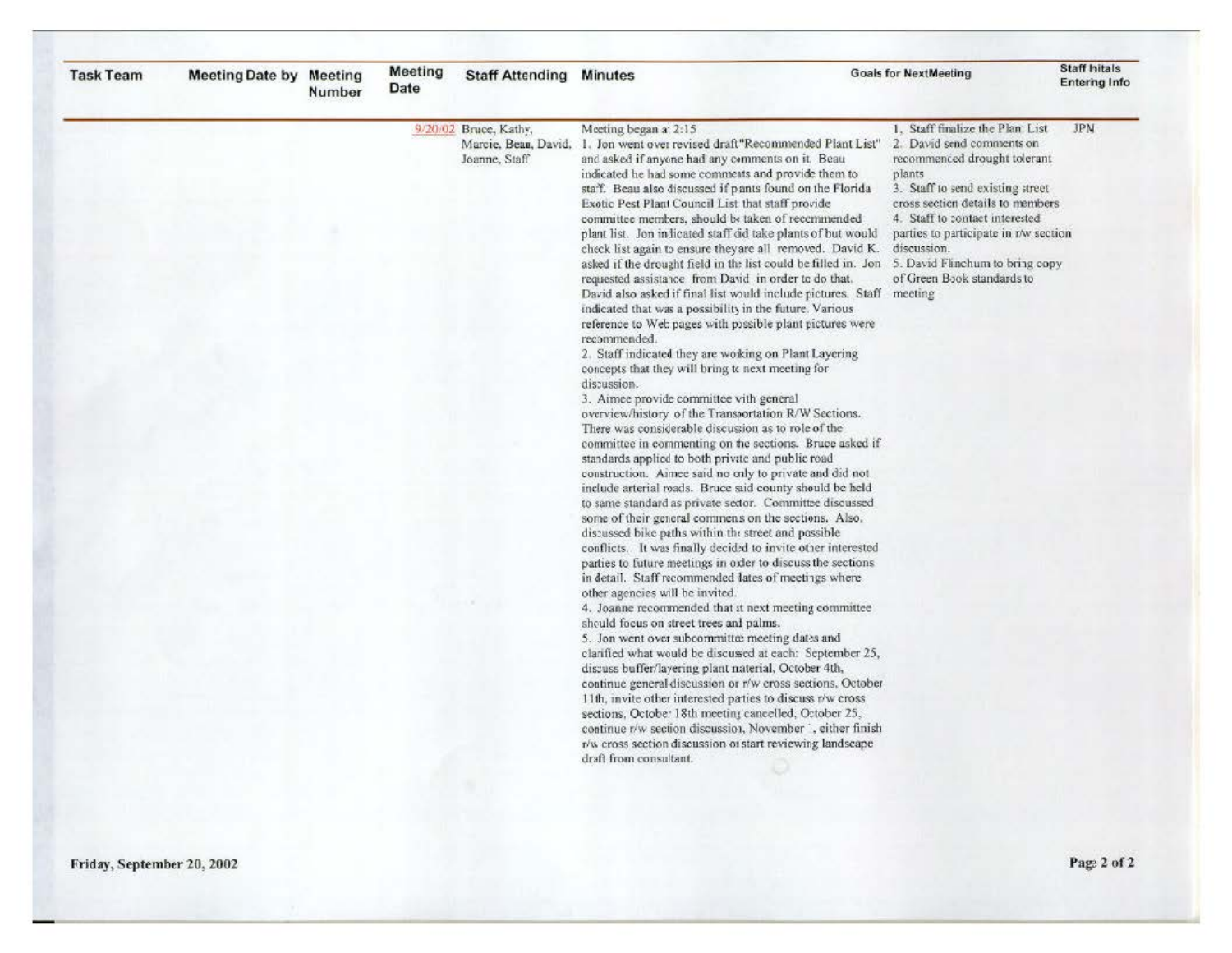| Task Team | Meeting Date by | Meeting Number | Meeting Date | Staff Attending | Minutes | Goals for NextMeeting | Staff Initials Entering Info |
|---|---|---|---|---|---|---|---|
| | | | 9/20/02 | Bruce, Kathy, Marcie, Beau, David, Joanne, Staff | Meeting began at 2:15<br>1. Jon went over revised draft "Recommended Plant List" and asked if anyone had any comments on it. Beau indicated he had some comments and provide them to staff. Beau also discussed if pants found on the Florida Exotic Pest Plant Council List that staff provide committee members, should be taken of recommended plant list. Jon indicated staff did take plants of but would check list again to ensure theyare all removed. David K. asked if the drought field in the list could be filled in. Jon requested assistance from David in order to do that. David also asked if final list would include pictures. Staff indicated that was a possibility in the future. Various reference to Web pages with possible plant pictures were recommended.<br>2. Staff indicated they are woking on Plant Layering concepts that they will bring to next meeting for discussion.<br>3. Aimee provide committee with general overview/history of the Transportation R/W Sections. There was considerable discussion as to role of the committee in commenting on the sections. Bruce asked if standards applied to both private and public road construction. Aimee said no only to private and did not include arterial roads. Bruce said county should be held to same standard as private sector. Committee discussed some of their general commens on the sections. Also, discussed bike paths within the street and possible conflicts. It was finally decided to invite other interested parties to future meetings in order to discuss the sections in detail. Staff recommended dates of meetings where other agencies will be invited.<br>4. Joanne recommended that at next meeting committee should focus on street trees and palms.<br>5. Jon went over subcommittee meeting dates and clarified what would be discussed at each: September 25, discuss buffer/layering plant material, October 4th, continue general discussion or r/w cross sections, October 11th, invite other interested parties to discuss r/w cross sections, October 18th meeting cancelled, October 25, continue r/w section discussion, November ', either finish r/w cross section discussion or start reviewing landscape draft from consultant. | 1. Staff finalize the Plant List<br>2. David send comments on recommended drought tolerant plants<br>3. Staff to send existing street cross section details to members<br>4. Staff to contact interested parties to participate in r/w section discussion.<br>5. David Flinchum to bring copy of Green Book standards to meeting | JPN |

Friday, September 20, 2002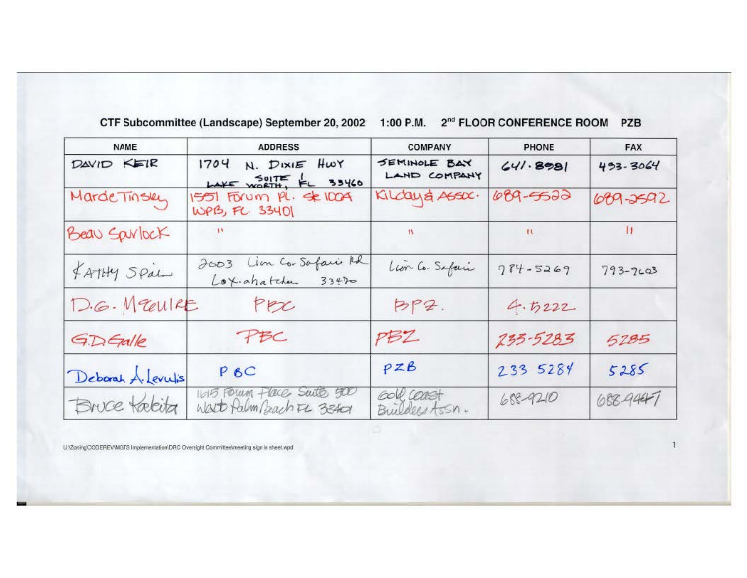CTF Subcommittee (Landscape) September 20, 2002    1:00 P.M.    2nd FLOOR CONFERENCE ROOM    PZB

| NAME | ADDRESS | COMPANY | PHONE | FAX |
|---|---|---|---|---|
| DAVID KEIR | 1704 N. DIXIE HWY SUITE 1 LAKE WORTH, FL 33460 | SEMINOLE BAY LAND COMPANY | 641.8981 | 493-3064 |
| Marde Tinsley | 1551 Forum Pl. Ste 100A WPB, FL. 33401 | Kilday & Assoc. | 689-5522 | 689-2592 |
| Beau Spurlock | " | " | " | " |
| KATHY SPAIN | 2003 Lion Co. Safari Rd Loxahatchee 33470 | Lion Co. Safari | 784-5269 | 793-7603 |
| D.G. McGUIRE | PBC | PBZ. | 4.5222 | |
| G.D. Galle | PBC | PBZ | 233-5283 | 5285 |
| Deborah A. Levulis | PBC | PZB | 233 5284 | 5285 |
| Bruce Kadeita | 1615 Forum Place Suite 500 West Palm Beach FL 33401 | Gold Coast Builders Assn. | 688-9210 | 688-9447 |

U:\Zoning\CODEREV\MGTS Implementation\DRC Oversight Committee\meeting sign in sheet.wpd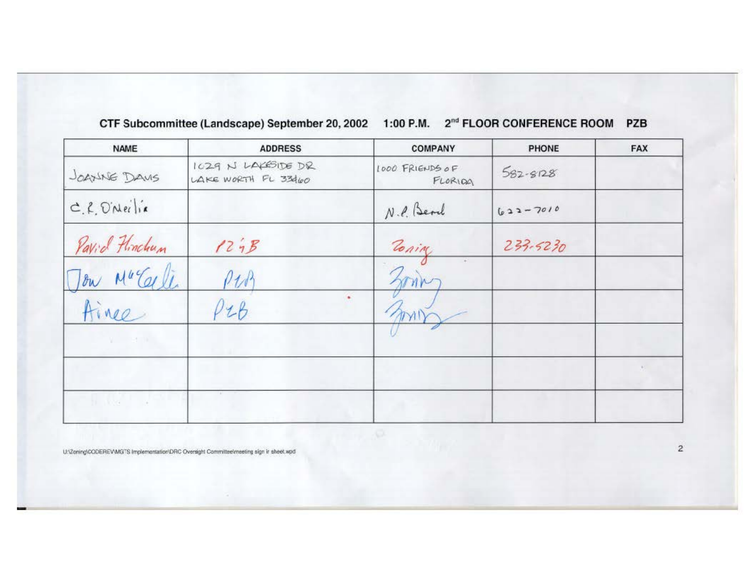**CTF Subcommittee (Landscape) September 20, 2002 1:00 P.M. 2nd FLOOR CONFERENCE ROOM PZB**

| NAME | ADDRESS | COMPANY | PHONE | FAX |
|---|---|---|---|---|
| JOANNE DAVIS | 1029 N LAKESIDE DR LAKE WORTH FL 33460 | 1000 FRIENDS OF FLORIDA | 582-8128 | |
| C.R. O'Neilia | | N.P. Beach | 622-7010 | |
| David Hincham | PZ&B | Zoning | 233-5230 | |
| Jon McCall | PZB | Zoning | | |
| Aimee | PZB | Zoning | | |
| | | | | |
| | | | | |
| | | | | |

U:\Zoning\CODEREV\MGTS Implementation\DRC Oversight Committee\meeting sign in sheet.wpd